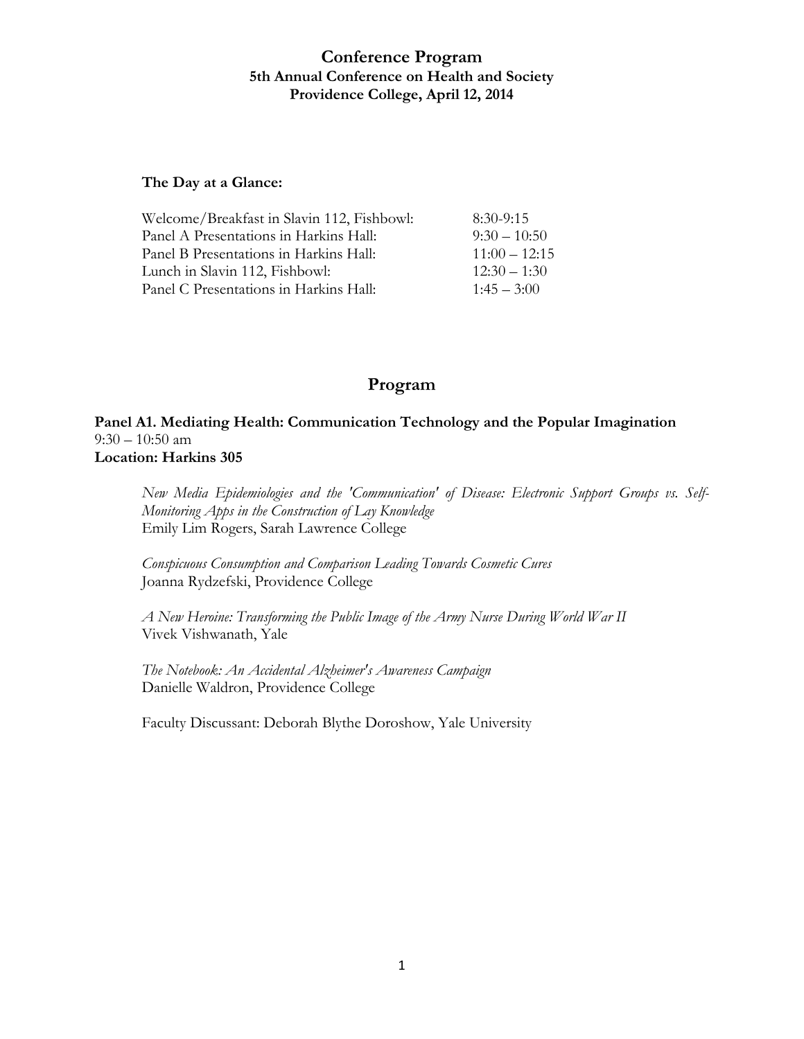# Conference Program

## 5th Annual Conference on Health and Society
## Providence College, April 12, 2014

**The Day at a Glance:**

| | |
|---|---|
| Welcome/Breakfast in Slavin 112, Fishbowl: | 8:30-9:15 |
| Panel A Presentations in Harkins Hall: | 9:30 – 10:50 |
| Panel B Presentations in Harkins Hall: | 11:00 – 12:15 |
| Lunch in Slavin 112, Fishbowl: | 12:30 – 1:30 |
| Panel C Presentations in Harkins Hall: | 1:45 – 3:00 |

# Program

**Panel A1. Mediating Health: Communication Technology and the Popular Imagination**
9:30 – 10:50 am
**Location: Harkins 305**

*New Media Epidemiologies and the 'Communication' of Disease: Electronic Support Groups vs. Self-Monitoring Apps in the Construction of Lay Knowledge*
Emily Lim Rogers, Sarah Lawrence College

*Conspicuous Consumption and Comparison Leading Towards Cosmetic Cures*
Joanna Rydzefski, Providence College

*A New Heroine: Transforming the Public Image of the Army Nurse During World War II*
Vivek Vishwanath, Yale

*The Notebook: An Accidental Alzheimer's Awareness Campaign*
Danielle Waldron, Providence College

Faculty Discussant: Deborah Blythe Doroshow, Yale University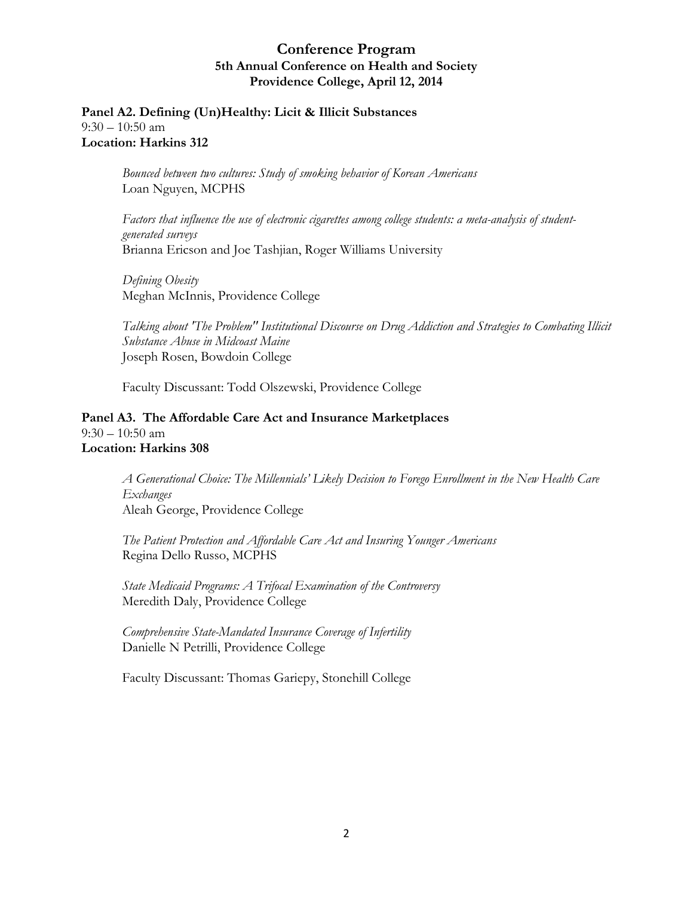## Conference Program
### 5th Annual Conference on Health and Society
### Providence College, April 12, 2014

**Panel A2. Defining (Un)Healthy: Licit & Illicit Substances**
9:30 – 10:50 am
**Location: Harkins 312**

*Bounced between two cultures: Study of smoking behavior of Korean Americans*
Loan Nguyen, MCPHS

*Factors that influence the use of electronic cigarettes among college students: a meta-analysis of student-generated surveys*
Brianna Ericson and Joe Tashjian, Roger Williams University

*Defining Obesity*
Meghan McInnis, Providence College

*Talking about 'The Problem" Institutional Discourse on Drug Addiction and Strategies to Combating Illicit Substance Abuse in Midcoast Maine*
Joseph Rosen, Bowdoin College

Faculty Discussant: Todd Olszewski, Providence College

**Panel A3. The Affordable Care Act and Insurance Marketplaces**
9:30 – 10:50 am
**Location: Harkins 308**

*A Generational Choice: The Millennials' Likely Decision to Forego Enrollment in the New Health Care Exchanges*
Aleah George, Providence College

*The Patient Protection and Affordable Care Act and Insuring Younger Americans*
Regina Dello Russo, MCPHS

*State Medicaid Programs: A Trifocal Examination of the Controversy*
Meredith Daly, Providence College

*Comprehensive State-Mandated Insurance Coverage of Infertility*
Danielle N Petrilli, Providence College

Faculty Discussant: Thomas Gariepy, Stonehill College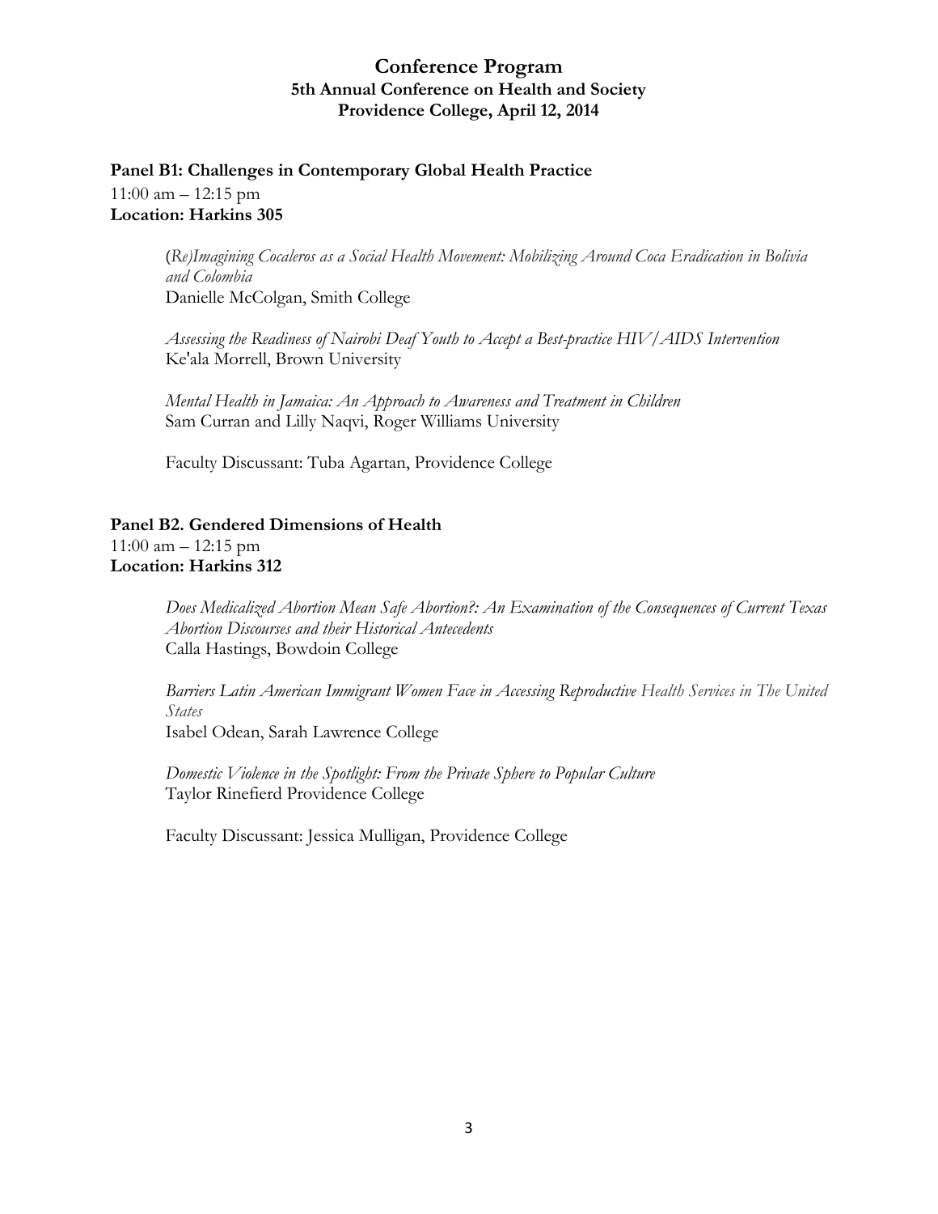## Conference Program
### 5th Annual Conference on Health and Society
### Providence College, April 12, 2014

**Panel B1: Challenges in Contemporary Global Health Practice**
11:00 am – 12:15 pm
**Location: Harkins 305**

(*Re)Imagining Cocaleros as a Social Health Movement: Mobilizing Around Coca Eradication in Bolivia and Colombia*
Danielle McColgan, Smith College

*Assessing the Readiness of Nairobi Deaf Youth to Accept a Best-practice HIV/AIDS Intervention*
Ke'ala Morrell, Brown University

*Mental Health in Jamaica: An Approach to Awareness and Treatment in Children*
Sam Curran and Lilly Naqvi, Roger Williams University

Faculty Discussant: Tuba Agartan, Providence College

**Panel B2. Gendered Dimensions of Health**
11:00 am – 12:15 pm
**Location: Harkins 312**

*Does Medicalized Abortion Mean Safe Abortion?: An Examination of the Consequences of Current Texas Abortion Discourses and their Historical Antecedents*
Calla Hastings, Bowdoin College

*Barriers Latin American Immigrant Women Face in Accessing Reproductive Health Services in The United States*
Isabel Odean, Sarah Lawrence College

*Domestic Violence in the Spotlight: From the Private Sphere to Popular Culture*
Taylor Rinefierd Providence College

Faculty Discussant: Jessica Mulligan, Providence College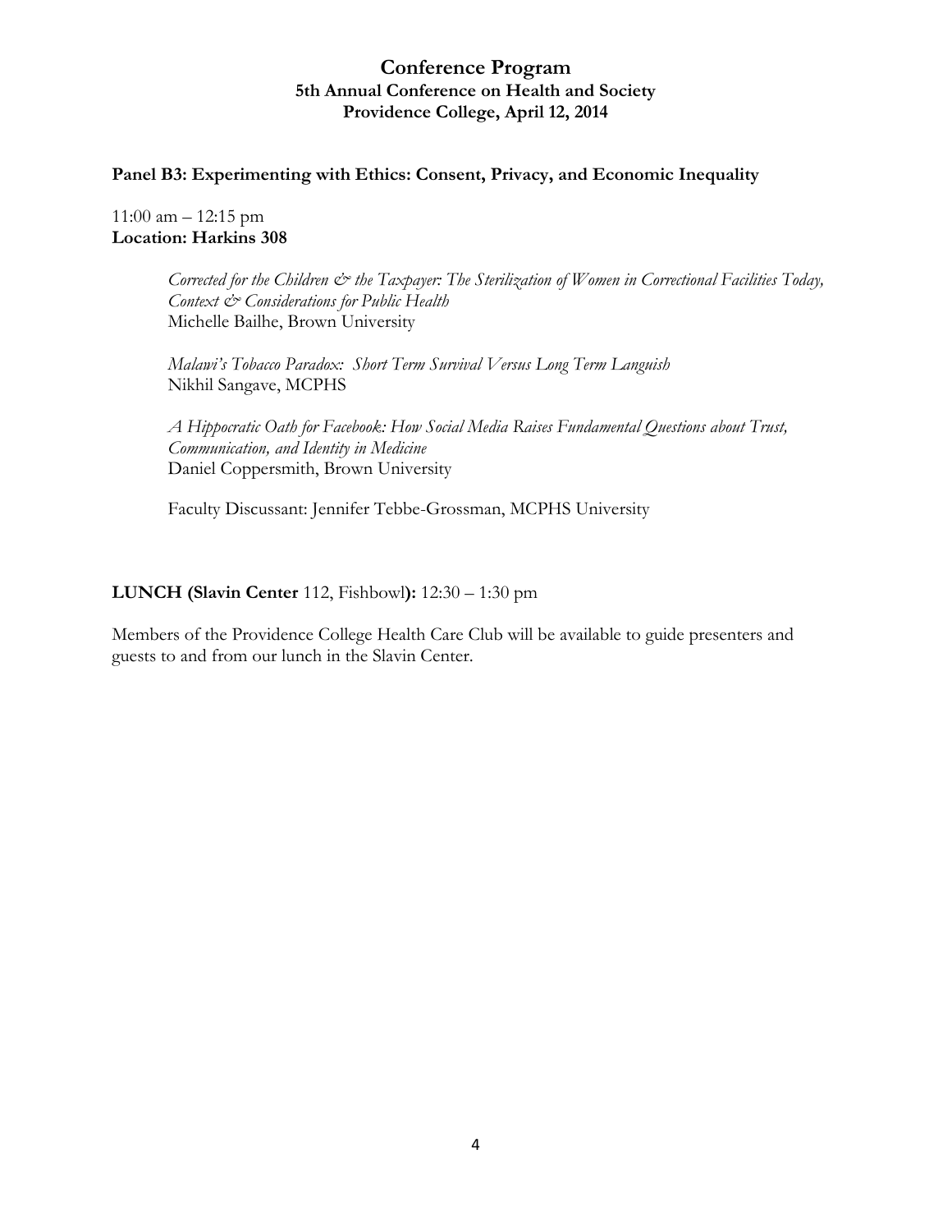# Conference Program

## 5th Annual Conference on Health and Society

## Providence College, April 12, 2014

### Panel B3: Experimenting with Ethics: Consent, Privacy, and Economic Inequality

11:00 am – 12:15 pm
**Location: Harkins 308**

*Corrected for the Children & the Taxpayer: The Sterilization of Women in Correctional Facilities Today, Context & Considerations for Public Health*
Michelle Bailhe, Brown University

*Malawi's Tobacco Paradox: Short Term Survival Versus Long Term Languish*
Nikhil Sangave, MCPHS

*A Hippocratic Oath for Facebook: How Social Media Raises Fundamental Questions about Trust, Communication, and Identity in Medicine*
Daniel Coppersmith, Brown University

Faculty Discussant: Jennifer Tebbe-Grossman, MCPHS University

**LUNCH (Slavin Center** 112, Fishbowl**):** 12:30 – 1:30 pm

Members of the Providence College Health Care Club will be available to guide presenters and guests to and from our lunch in the Slavin Center.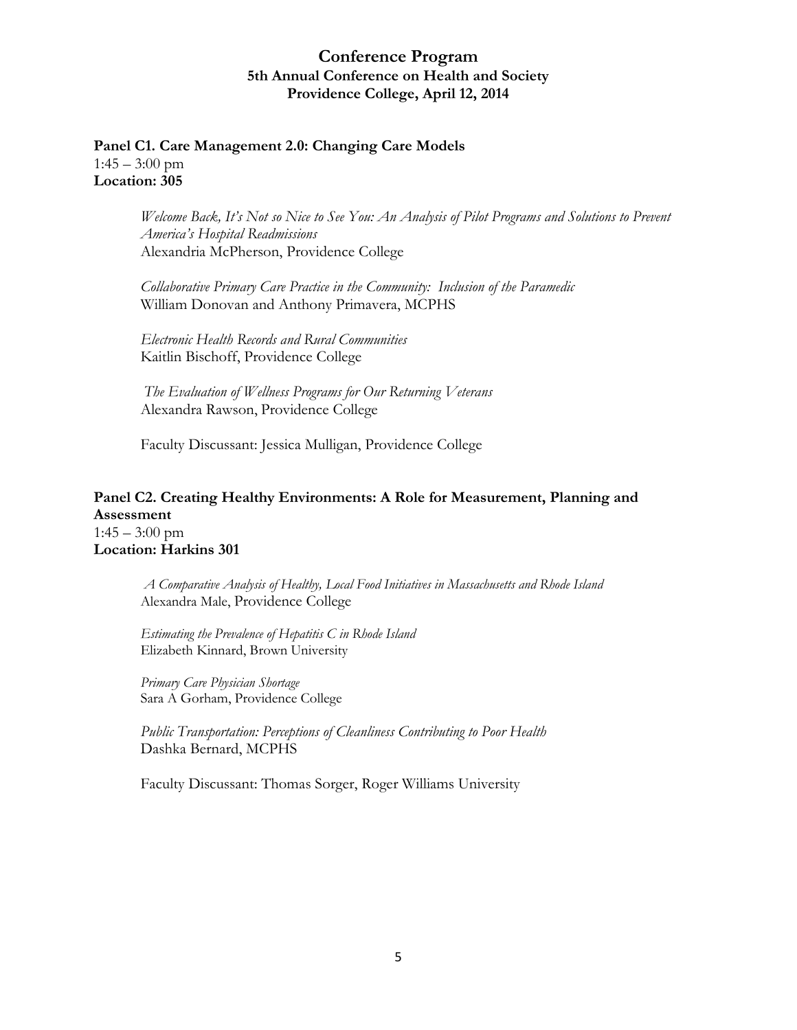# Conference Program

## 5th Annual Conference on Health and Society

## Providence College, April 12, 2014

**Panel C1. Care Management 2.0: Changing Care Models**
1:45 – 3:00 pm
**Location: 305**

*Welcome Back, It's Not so Nice to See You: An Analysis of Pilot Programs and Solutions to Prevent America's Hospital Readmissions*
Alexandria McPherson, Providence College

*Collaborative Primary Care Practice in the Community: Inclusion of the Paramedic*
William Donovan and Anthony Primavera, MCPHS

*Electronic Health Records and Rural Communities*
Kaitlin Bischoff, Providence College

*The Evaluation of Wellness Programs for Our Returning Veterans*
Alexandra Rawson, Providence College

Faculty Discussant: Jessica Mulligan, Providence College

**Panel C2. Creating Healthy Environments: A Role for Measurement, Planning and Assessment**
1:45 – 3:00 pm
**Location: Harkins 301**

*A Comparative Analysis of Healthy, Local Food Initiatives in Massachusetts and Rhode Island*
Alexandra Male, Providence College

*Estimating the Prevalence of Hepatitis C in Rhode Island*
Elizabeth Kinnard, Brown University

*Primary Care Physician Shortage*
Sara A Gorham, Providence College

*Public Transportation: Perceptions of Cleanliness Contributing to Poor Health*
Dashka Bernard, MCPHS

Faculty Discussant: Thomas Sorger, Roger Williams University